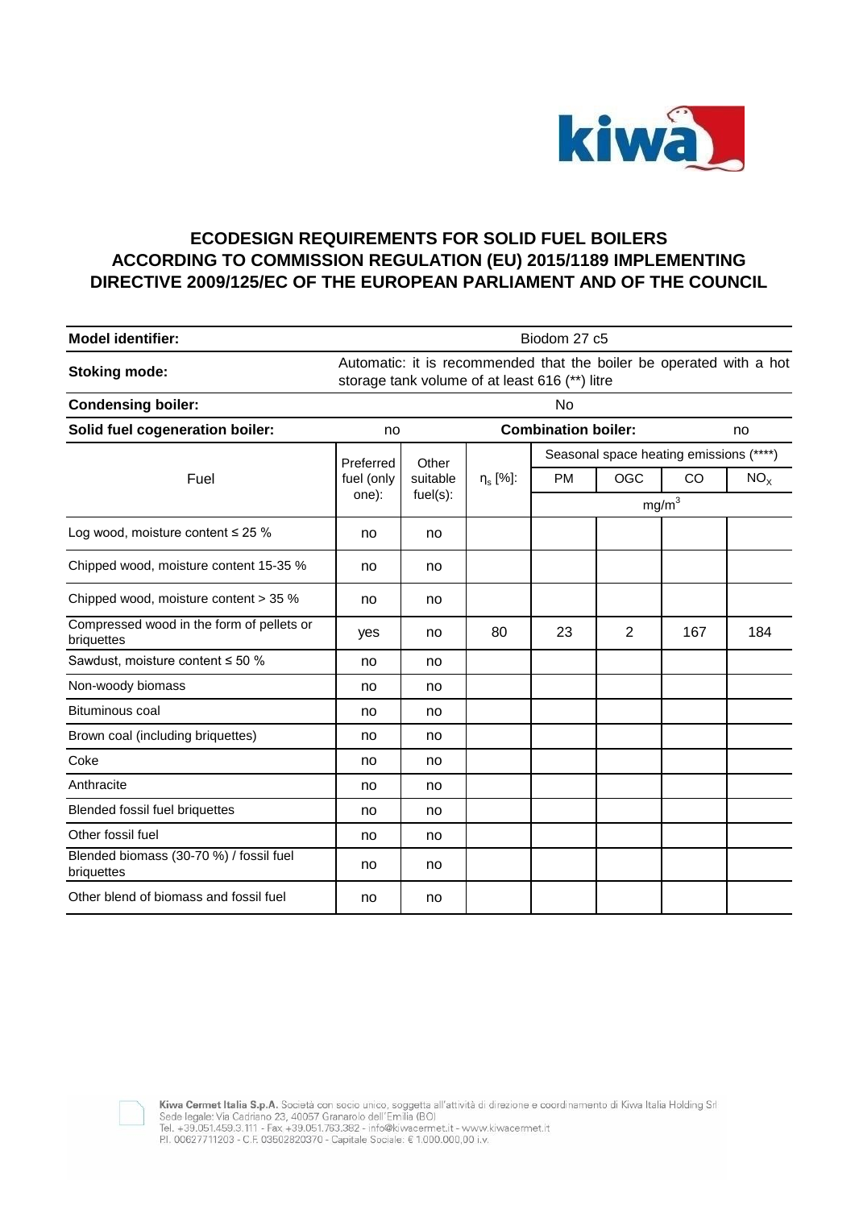# ECODESIGN REQUIREMENTS FOR SOLID FUEL BOILERS ACCORDING TO COMMISSION REGULATION (EU) 2015/1189 IMPLEMENTING DIRECTIVE 2009/125/EC OF THE EUROPEAN PARLIAMENT AND OF THE COUNCIL

| **Model identifier:** | Biodom 27 c5 | | | | | | |
|---|---|---|---|---|---|---|---|
| **Stoking mode:** | Automatic: it is recommended that the boiler be operated with a hot storage tank volume of at least 616 (**) litre | | | | | | |
| **Condensing boiler:** | No | | | | | | |
| **Solid fuel cogeneration boiler:** | no | | **Combination boiler:** | | | no | |
| Fuel | Preferred fuel (only one): | Other suitable fuel(s): | $\eta_s$ [%]: | Seasonal space heating emissions (****) | | | |
| | | | | PM | OGC | CO | $NO_x$ |
| | | | | mg/m$^3$ | | | |
| Log wood, moisture content ≤ 25 % | no | no | | | | | |
| Chipped wood, moisture content 15-35 % | no | no | | | | | |
| Chipped wood, moisture content > 35 % | no | no | | | | | |
| Compressed wood in the form of pellets or briquettes | yes | no | 80 | 23 | 2 | 167 | 184 |
| Sawdust, moisture content ≤ 50 % | no | no | | | | | |
| Non-woody biomass | no | no | | | | | |
| Bituminous coal | no | no | | | | | |
| Brown coal (including briquettes) | no | no | | | | | |
| Coke | no | no | | | | | |
| Anthracite | no | no | | | | | |
| Blended fossil fuel briquettes | no | no | | | | | |
| Other fossil fuel | no | no | | | | | |
| Blended biomass (30-70 %) / fossil fuel briquettes | no | no | | | | | |
| Other blend of biomass and fossil fuel | no | no | | | | | |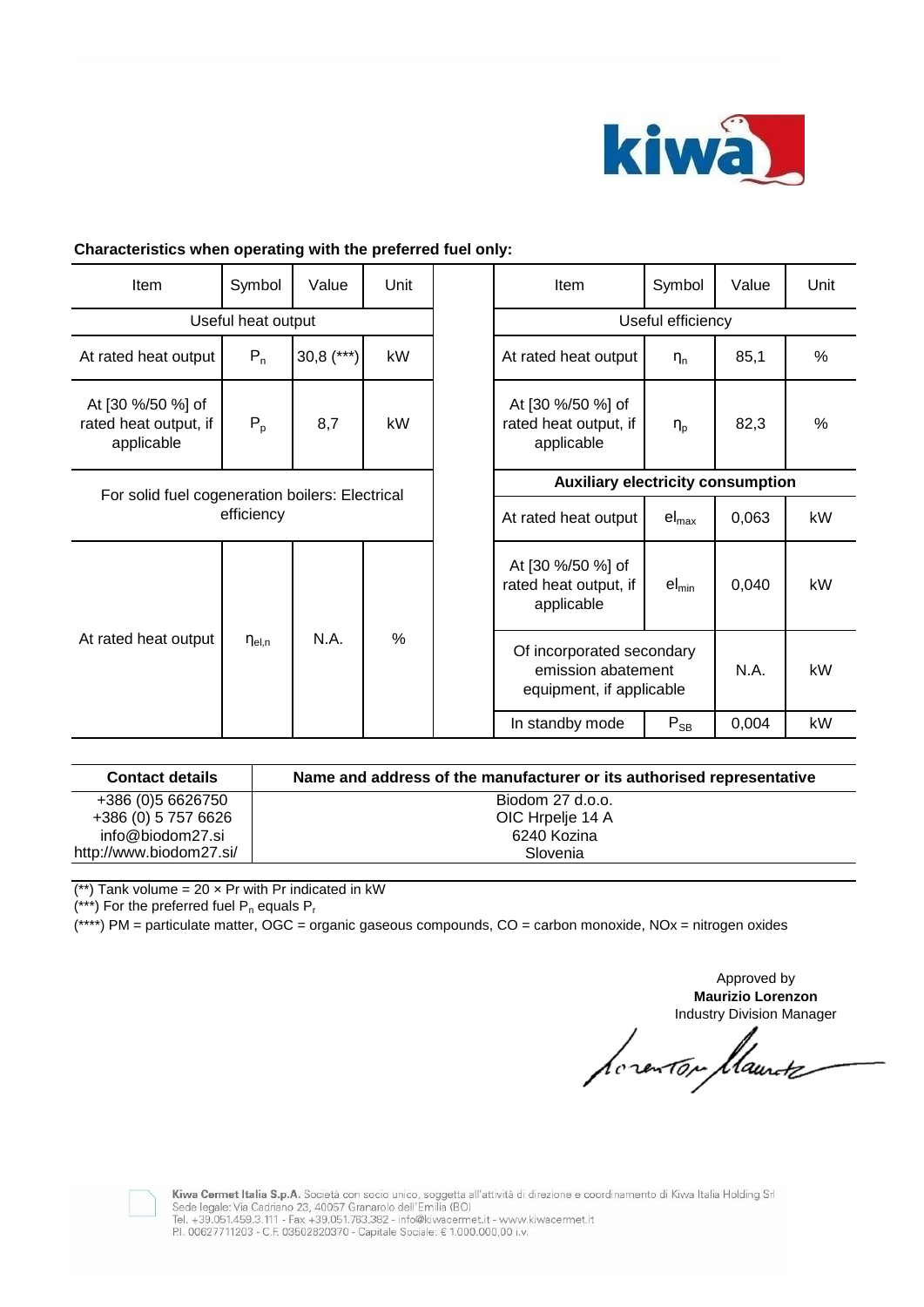**Characteristics when operating with the preferred fuel only:**

| Item | Symbol | Value | Unit | | Item | Symbol | Value | Unit |
|---|---|---|---|---|---|---|---|---|
| Useful heat output | | | | | Useful efficiency | | | |
| At rated heat output | $P_n$ | 30,8 (***) | kW | | At rated heat output | $\eta_n$ | 85,1 | % |
| At [30 %/50 %] of rated heat output, if applicable | $P_p$ | 8,7 | kW | | At [30 %/50 %] of rated heat output, if applicable | $\eta_p$ | 82,3 | % |
| For solid fuel cogeneration boilers: Electrical efficiency | | | | | Auxiliary electricity consumption | | | |
| | | | | | At rated heat output | $el_{max}$ | 0,063 | kW |
| At rated heat output | $\eta_{el,n}$ | N.A. | % | | At [30 %/50 %] of rated heat output, if applicable | $el_{min}$ | 0,040 | kW |
| | | | | | Of incorporated secondary emission abatement equipment, if applicable | | N.A. | kW |
| | | | | | In standby mode | $P_{SB}$ | 0,004 | kW |

| Contact details | Name and address of the manufacturer or its authorised representative |
|---|---|
| +386 (0)5 6626750<br>+386 (0) 5 757 6626<br>info@biodom27.si<br>http://www.biodom27.si/ | Biodom 27 d.o.o.<br>OIC Hrpelje 14 A<br>6240 Kozina<br>Slovenia |

(**) Tank volume = 20 × Pr with Pr indicated in kW

(***) For the preferred fuel $P_n$ equals $P_r$

(****) PM = particulate matter, OGC = organic gaseous compounds, CO = carbon monoxide, NOx = nitrogen oxides

Approved by
**Maurizio Lorenzon**
Industry Division Manager

Kiwa Cermet Italia S.p.A. Società con socio unico, soggetta all'attività di direzione e coordinamento di Kiwa Italia Holding Srl
Sede legale: Via Cadriano 23, 40057 Granarolo dell'Emilia (BO)
Tel. +39.051.459.3.111 - Fax +39.051.763.382 - info@kiwacermet.it - www.kiwacermet.it
P.I. 00627711203 - C.F. 03502820370 - Capitale Sociale: € 1.000.000,00 i.v.